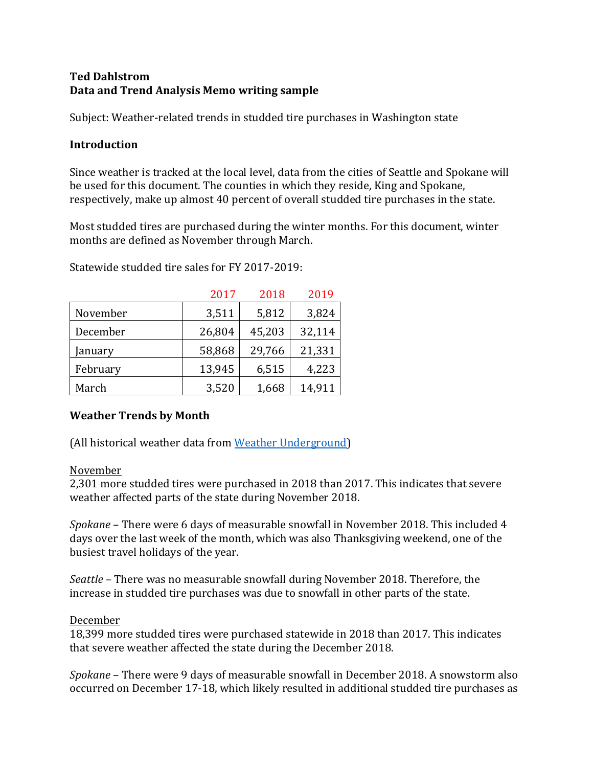**Ted Dahlstrom**
**Data and Trend Analysis Memo writing sample**

Subject: Weather-related trends in studded tire purchases in Washington state

## Introduction

Since weather is tracked at the local level, data from the cities of Seattle and Spokane will be used for this document. The counties in which they reside, King and Spokane, respectively, make up almost 40 percent of overall studded tire purchases in the state.

Most studded tires are purchased during the winter months. For this document, winter months are defined as November through March.

Statewide studded tire sales for FY 2017-2019:

| | 2017 | 2018 | 2019 |
|---|---|---|---|
| November | 3,511 | 5,812 | 3,824 |
| December | 26,804 | 45,203 | 32,114 |
| January | 58,868 | 29,766 | 21,331 |
| February | 13,945 | 6,515 | 4,223 |
| March | 3,520 | 1,668 | 14,911 |

## Weather Trends by Month

(All historical weather data from Weather Underground)

November
2,301 more studded tires were purchased in 2018 than 2017. This indicates that severe weather affected parts of the state during November 2018.

*Spokane* – There were 6 days of measurable snowfall in November 2018. This included 4 days over the last week of the month, which was also Thanksgiving weekend, one of the busiest travel holidays of the year.

*Seattle* – There was no measurable snowfall during November 2018. Therefore, the increase in studded tire purchases was due to snowfall in other parts of the state.

December
18,399 more studded tires were purchased statewide in 2018 than 2017. This indicates that severe weather affected the state during the December 2018.

*Spokane* – There were 9 days of measurable snowfall in December 2018. A snowstorm also occurred on December 17-18, which likely resulted in additional studded tire purchases as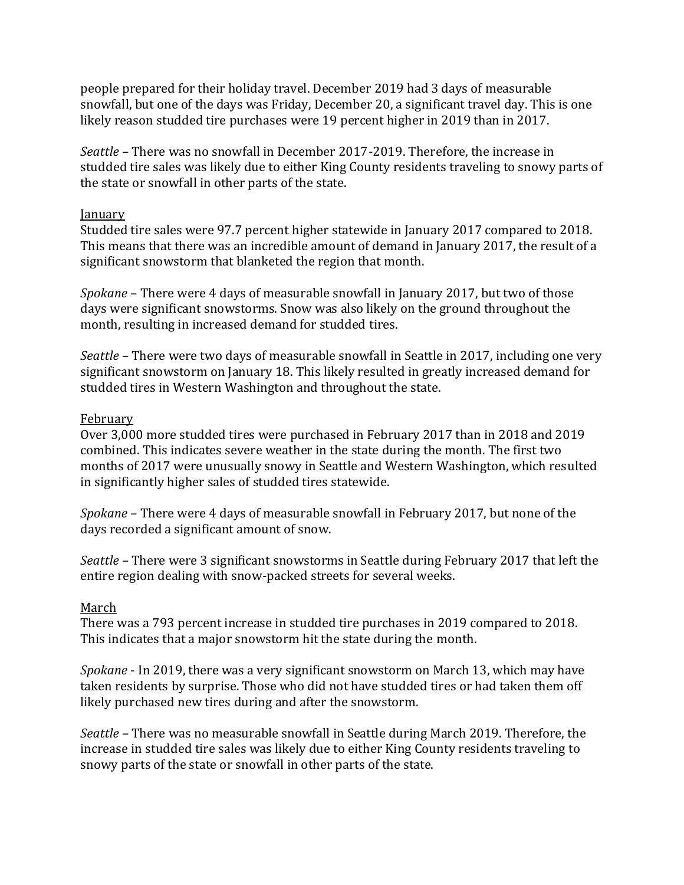people prepared for their holiday travel. December 2019 had 3 days of measurable snowfall, but one of the days was Friday, December 20, a significant travel day. This is one likely reason studded tire purchases were 19 percent higher in 2019 than in 2017.

*Seattle* – There was no snowfall in December 2017-2019. Therefore, the increase in studded tire sales was likely due to either King County residents traveling to snowy parts of the state or snowfall in other parts of the state.

<u>January</u>
Studded tire sales were 97.7 percent higher statewide in January 2017 compared to 2018. This means that there was an incredible amount of demand in January 2017, the result of a significant snowstorm that blanketed the region that month.

*Spokane* – There were 4 days of measurable snowfall in January 2017, but two of those days were significant snowstorms. Snow was also likely on the ground throughout the month, resulting in increased demand for studded tires.

*Seattle* – There were two days of measurable snowfall in Seattle in 2017, including one very significant snowstorm on January 18. This likely resulted in greatly increased demand for studded tires in Western Washington and throughout the state.

<u>February</u>
Over 3,000 more studded tires were purchased in February 2017 than in 2018 and 2019 combined. This indicates severe weather in the state during the month. The first two months of 2017 were unusually snowy in Seattle and Western Washington, which resulted in significantly higher sales of studded tires statewide.

*Spokane* – There were 4 days of measurable snowfall in February 2017, but none of the days recorded a significant amount of snow.

*Seattle* – There were 3 significant snowstorms in Seattle during February 2017 that left the entire region dealing with snow-packed streets for several weeks.

<u>March</u>
There was a 793 percent increase in studded tire purchases in 2019 compared to 2018. This indicates that a major snowstorm hit the state during the month.

*Spokane* - In 2019, there was a very significant snowstorm on March 13, which may have taken residents by surprise. Those who did not have studded tires or had taken them off likely purchased new tires during and after the snowstorm.

*Seattle* – There was no measurable snowfall in Seattle during March 2019. Therefore, the increase in studded tire sales was likely due to either King County residents traveling to snowy parts of the state or snowfall in other parts of the state.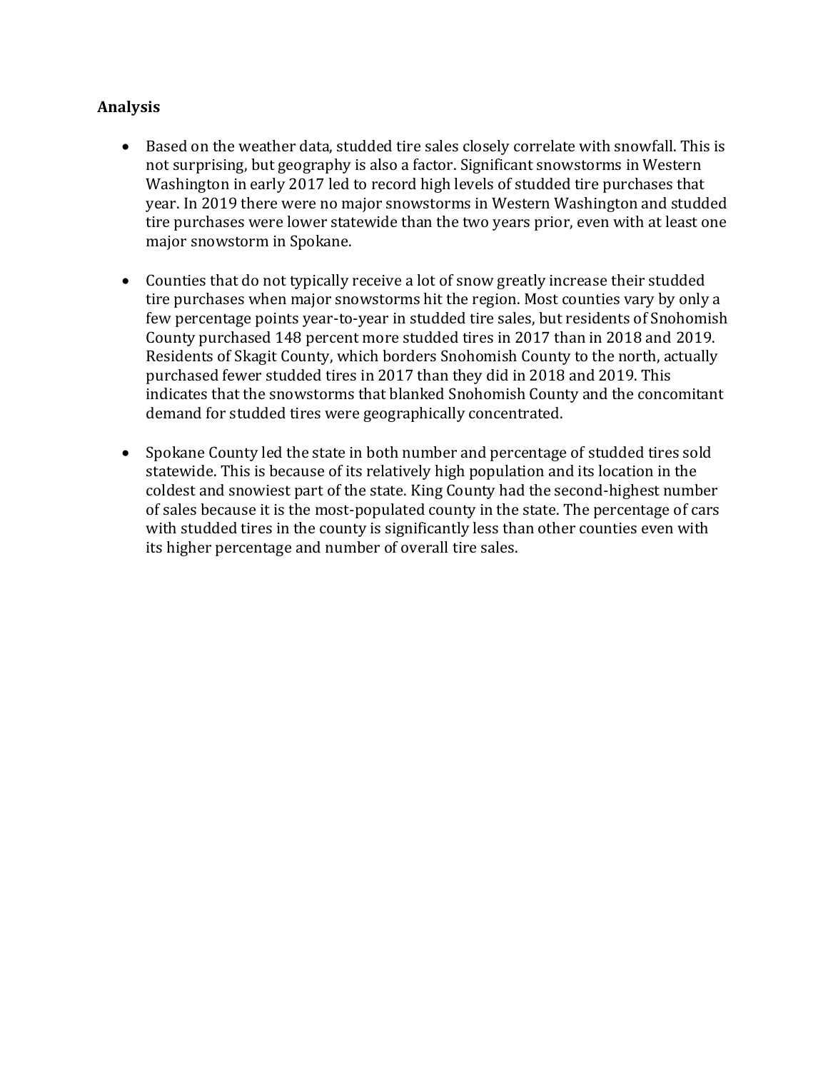**Analysis**

- Based on the weather data, studded tire sales closely correlate with snowfall. This is not surprising, but geography is also a factor. Significant snowstorms in Western Washington in early 2017 led to record high levels of studded tire purchases that year. In 2019 there were no major snowstorms in Western Washington and studded tire purchases were lower statewide than the two years prior, even with at least one major snowstorm in Spokane.

- Counties that do not typically receive a lot of snow greatly increase their studded tire purchases when major snowstorms hit the region. Most counties vary by only a few percentage points year-to-year in studded tire sales, but residents of Snohomish County purchased 148 percent more studded tires in 2017 than in 2018 and 2019. Residents of Skagit County, which borders Snohomish County to the north, actually purchased fewer studded tires in 2017 than they did in 2018 and 2019. This indicates that the snowstorms that blanked Snohomish County and the concomitant demand for studded tires were geographically concentrated.

- Spokane County led the state in both number and percentage of studded tires sold statewide. This is because of its relatively high population and its location in the coldest and snowiest part of the state. King County had the second-highest number of sales because it is the most-populated county in the state. The percentage of cars with studded tires in the county is significantly less than other counties even with its higher percentage and number of overall tire sales.